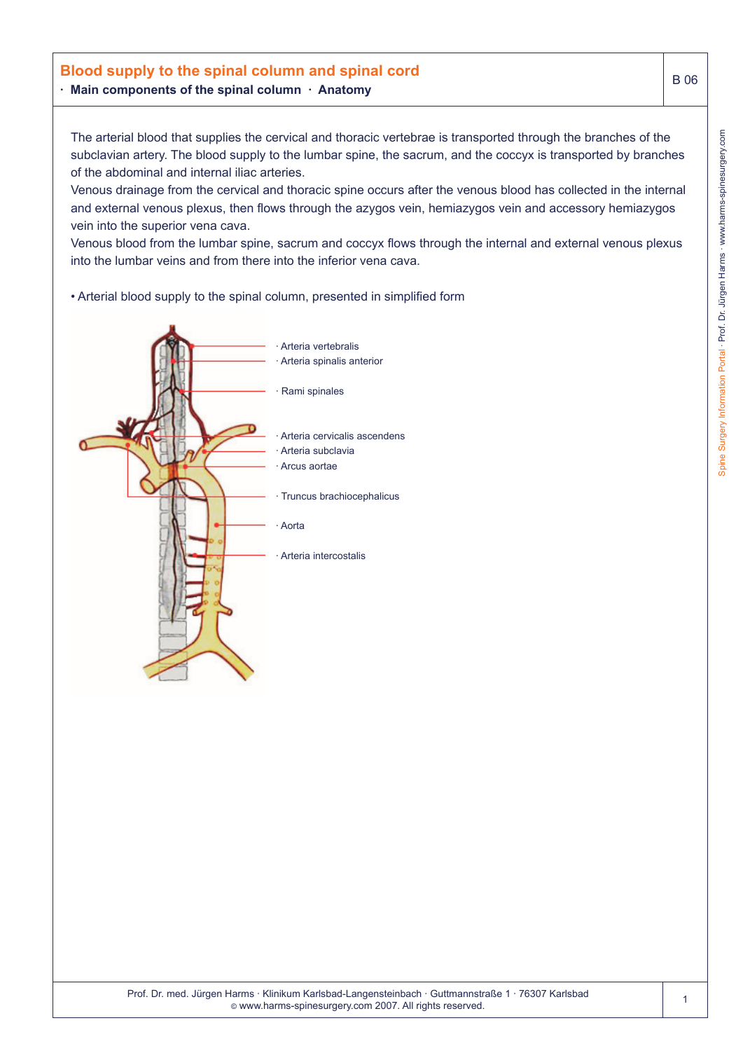# Blood supply to the spinal column and spinal cord

**· Main components of the spinal column · Anatomy**

B 06

The arterial blood that supplies the cervical and thoracic vertebrae is transported through the branches of the subclavian artery. The blood supply to the lumbar spine, the sacrum, and the coccyx is transported by branches of the abdominal and internal iliac arteries.
Venous drainage from the cervical and thoracic spine occurs after the venous blood has collected in the internal and external venous plexus, then flows through the azygos vein, hemiazygos vein and accessory hemiazygos vein into the superior vena cava.
Venous blood from the lumbar spine, sacrum and coccyx flows through the internal and external venous plexus into the lumbar veins and from there into the inferior vena cava.

• Arterial blood supply to the spinal column, presented in simplified form

· Arteria vertebralis
· Arteria spinalis anterior
· Rami spinales
· Arteria cervicalis ascendens
· Arteria subclavia
· Arcus aortae
· Truncus brachiocephalicus
· Aorta
· Arteria intercostalis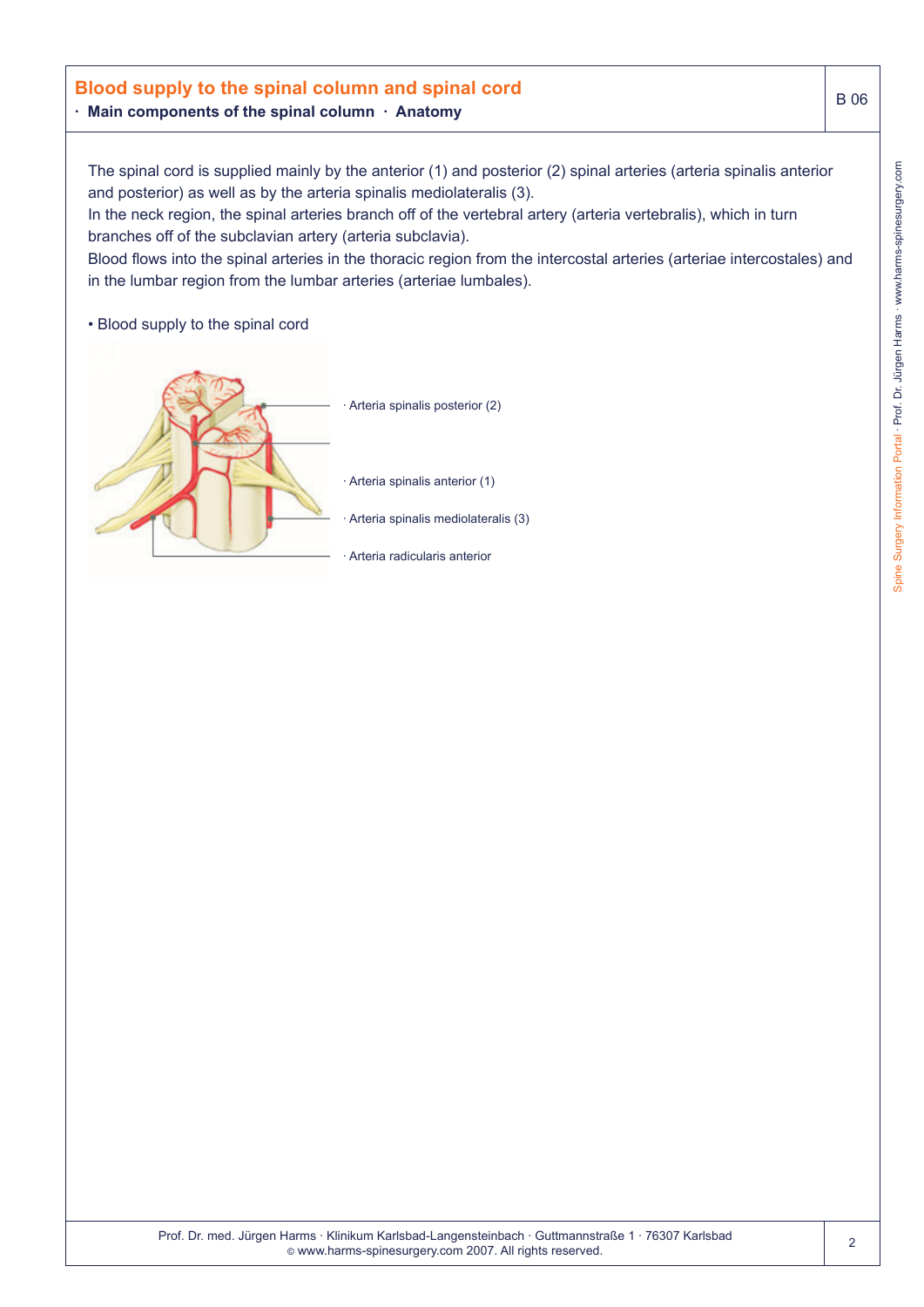## Blood supply to the spinal column and spinal cord

**· Main components of the spinal column · Anatomy**

B 06

The spinal cord is supplied mainly by the anterior (1) and posterior (2) spinal arteries (arteria spinalis anterior and posterior) as well as by the arteria spinalis mediolateralis (3).
In the neck region, the spinal arteries branch off of the vertebral artery (arteria vertebralis), which in turn branches off of the subclavian artery (arteria subclavia).
Blood flows into the spinal arteries in the thoracic region from the intercostal arteries (arteriae intercostales) and in the lumbar region from the lumbar arteries (arteriae lumbales).

- Blood supply to the spinal cord

· Arteria spinalis posterior (2)

· Arteria spinalis anterior (1)

· Arteria spinalis mediolateralis (3)

· Arteria radicularis anterior

Prof. Dr. med. Jürgen Harms · Klinikum Karlsbad-Langensteinbach · Guttmannstraße 1 · 76307 Karlsbad
© www.harms-spinesurgery.com 2007. All rights reserved.